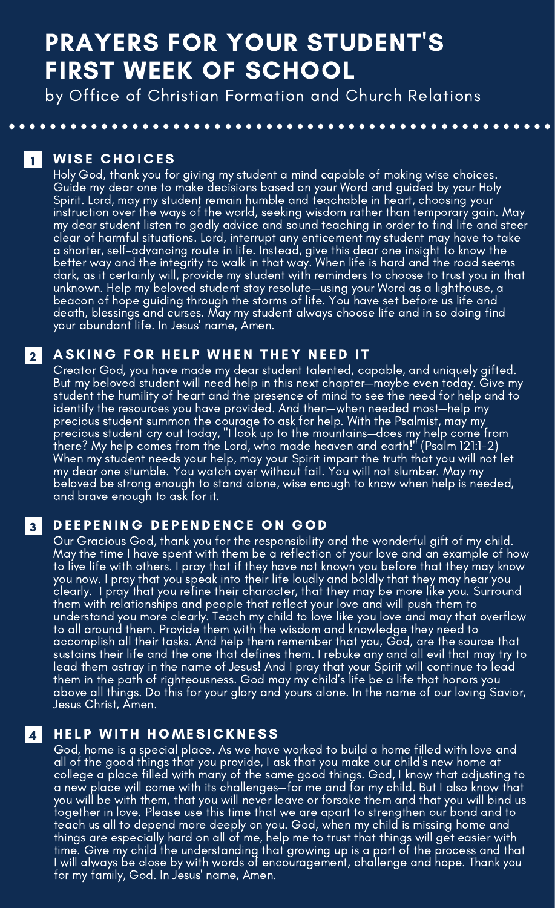# PRAYERS FOR YOUR STUDENT'S FIRST WEEK OF SCHOOL

by Office of Christian Formation and Church Relations

## 1 WISE CHOICES

Holy God, thank you for giving my student a mind capable of making wise choices. Guide my dear one to make decisions based on your Word and guided by your Holy Spirit. Lord, may my student remain humble and teachable in heart, choosing your instruction over the ways of the world, seeking wisdom rather than temporary gain. May my dear student listen to godly advice and sound teaching in order to find life and steer clear of harmful situations. Lord, interrupt any enticement my student may have to take a shorter, self-advancing route in life. Instead, give this dear one insight to know the better way and the integrity to walk in that way. When life is hard and the road seems dark, as it certainly will, provide my student with reminders to choose to trust you in that unknown. Help my beloved student stay resolute—using your Word as a lighthouse, a beacon of hope guiding through the storms of life. You have set before us life and death, blessings and curses. May my student always choose life and in so doing find your abundant life. In Jesus' name, Amen.

## 2 ASKING FOR HELP WHEN THEY NEED IT

Creator God, you have made my dear student talented, capable, and uniquely gifted. But my beloved student will need help in this next chapter—maybe even today. Give my student the humility of heart and the presence of mind to see the need for help and to identify the resources you have provided. And then—when needed most—help my precious student summon the courage to ask for help. With the Psalmist, may my precious student cry out today, "I look up to the mountains—does my help come from there? My help comes from the Lord, who made heaven and earth!" (Psalm 121:1-2) When my student needs your help, may your Spirit impart the truth that you will not let my dear one stumble. You watch over without fail. You will not slumber. May my beloved be strong enough to stand alone, wise enough to know when help is needed, and brave enough to ask for it.

## 3 DEEPENING DEPENDENCE ON GOD

Our Gracious God, thank you for the responsibility and the wonderful gift of my child. May the time I have spent with them be a reflection of your love and an example of how to live life with others. I pray that if they have not known you before that they may know you now. I pray that you speak into their life loudly and boldly that they may hear you clearly. I pray that you refine their character, that they may be more like you. Surround them with relationships and people that reflect your love and will push them to understand you more clearly. Teach my child to love like you love and may that overflow to all around them. Provide them with the wisdom and knowledge they need to accomplish all their tasks. And help them remember that you, God, are the source that sustains their life and the one that defines them. I rebuke any and all evil that may try to lead them astray in the name of Jesus! And I pray that your Spirit will continue to lead them in the path of righteousness. God may my child's life be a life that honors you above all things. Do this for your glory and yours alone. In the name of our loving Savior, Jesus Christ, Amen.

## 4 HELP WITH HOMESICKNESS

God, home is a special place. As we have worked to build a home filled with love and all of the good things that you provide, I ask that you make our child's new home at college a place filled with many of the same good things. God, I know that adjusting to a new place will come with its challenges—for me and for my child. But I also know that you will be with them, that you will never leave or forsake them and that you will bind us together in love. Please use this time that we are apart to strengthen our bond and to teach us all to depend more deeply on you. God, when my child is missing home and things are especially hard on all of me, help me to trust that things will get easier with time. Give my child the understanding that growing up is a part of the process and that I will always be close by with words of encouragement, challenge and hope. Thank you for my family, God. In Jesus' name, Amen.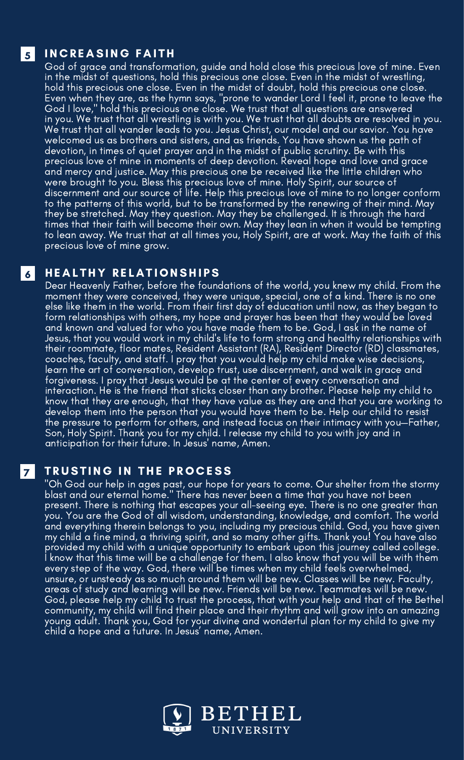## 5 INCREASING FAITH

God of grace and transformation, guide and hold close this precious love of mine. Even in the midst of questions, hold this precious one close. Even in the midst of wrestling, hold this precious one close. Even in the midst of doubt, hold this precious one close. Even when they are, as the hymn says, "prone to wander Lord I feel it, prone to leave the God I love," hold this precious one close. We trust that all questions are answered in you. We trust that all wrestling is with you. We trust that all doubts are resolved in you. We trust that all wander leads to you. Jesus Christ, our model and our savior. You have welcomed us as brothers and sisters, and as friends. You have shown us the path of devotion, in times of quiet prayer and in the midst of public scrutiny. Be with this precious love of mine in moments of deep devotion. Reveal hope and love and grace and mercy and justice. May this precious one be received like the little children who were brought to you. Bless this precious love of mine. Holy Spirit, our source of discernment and our source of life. Help this precious love of mine to no longer conform to the patterns of this world, but to be transformed by the renewing of their mind. May they be stretched. May they question. May they be challenged. It is through the hard times that their faith will become their own. May they lean in when it would be tempting to lean away. We trust that at all times you, Holy Spirit, are at work. May the faith of this precious love of mine grow.

## 6 HEALTHY RELATIONSHIPS

Dear Heavenly Father, before the foundations of the world, you knew my child. From the moment they were conceived, they were unique, special, one of a kind. There is no one else like them in the world. From their first day of education until now, as they began to form relationships with others, my hope and prayer has been that they would be loved and known and valued for who you have made them to be. God, I ask in the name of Jesus, that you would work in my child's life to form strong and healthy relationships with their roommate, floor mates, Resident Assistant (RA), Resident Director (RD) classmates, coaches, faculty, and staff. I pray that you would help my child make wise decisions, learn the art of conversation, develop trust, use discernment, and walk in grace and forgiveness. I pray that Jesus would be at the center of every conversation and interaction. He is the friend that sticks closer than any brother. Please help my child to know that they are enough, that they have value as they are and that you are working to develop them into the person that you would have them to be. Help our child to resist the pressure to perform for others, and instead focus on their intimacy with you—Father, Son, Holy Spirit. Thank you for my child. I release my child to you with joy and in anticipation for their future. In Jesus' name, Amen.

## 7 TRUSTING IN THE PROCESS

"Oh God our help in ages past, our hope for years to come. Our shelter from the stormy blast and our eternal home." There has never been a time that you have not been present. There is nothing that escapes your all-seeing eye. There is no one greater than you. You are the God of all wisdom, understanding, knowledge, and comfort. The world and everything therein belongs to you, including my precious child. God, you have given my child a fine mind, a thriving spirit, and so many other gifts. Thank you! You have also provided my child with a unique opportunity to embark upon this journey called college. I know that this time will be a challenge for them. I also know that you will be with them every step of the way. God, there will be times when my child feels overwhelmed, unsure, or unsteady as so much around them will be new. Classes will be new. Faculty, areas of study and learning will be new. Friends will be new. Teammates will be new. God, please help my child to trust the process, that with your help and that of the Bethel community, my child will find their place and their rhythm and will grow into an amazing young adult. Thank you, God for your divine and wonderful plan for my child to give my child a hope and a future. In Jesus' name, Amen.

BETHEL UNIVERSITY